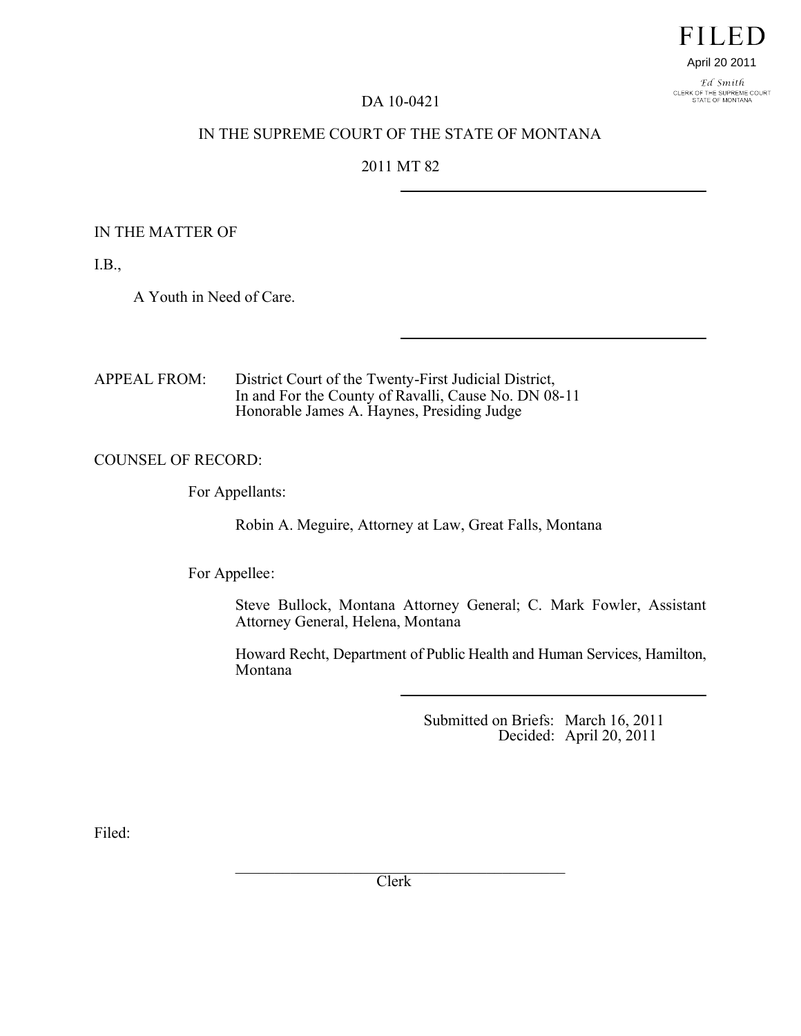FILED

April 20 2011

Ed Smith
CLERK OF THE SUPREME COURT
STATE OF MONTANA

DA 10-0421

IN THE SUPREME COURT OF THE STATE OF MONTANA

2011 MT 82

---

IN THE MATTER OF

I.B.,

A Youth in Need of Care.

---

APPEAL FROM: District Court of the Twenty-First Judicial District,
In and For the County of Ravalli, Cause No. DN 08-11
Honorable James A. Haynes, Presiding Judge

COUNSEL OF RECORD:

For Appellants:

Robin A. Meguire, Attorney at Law, Great Falls, Montana

For Appellee:

Steve Bullock, Montana Attorney General; C. Mark Fowler, Assistant Attorney General, Helena, Montana

Howard Recht, Department of Public Health and Human Services, Hamilton, Montana

---

Submitted on Briefs: March 16, 2011
Decided: April 20, 2011

Filed:

__________________________________________
Clerk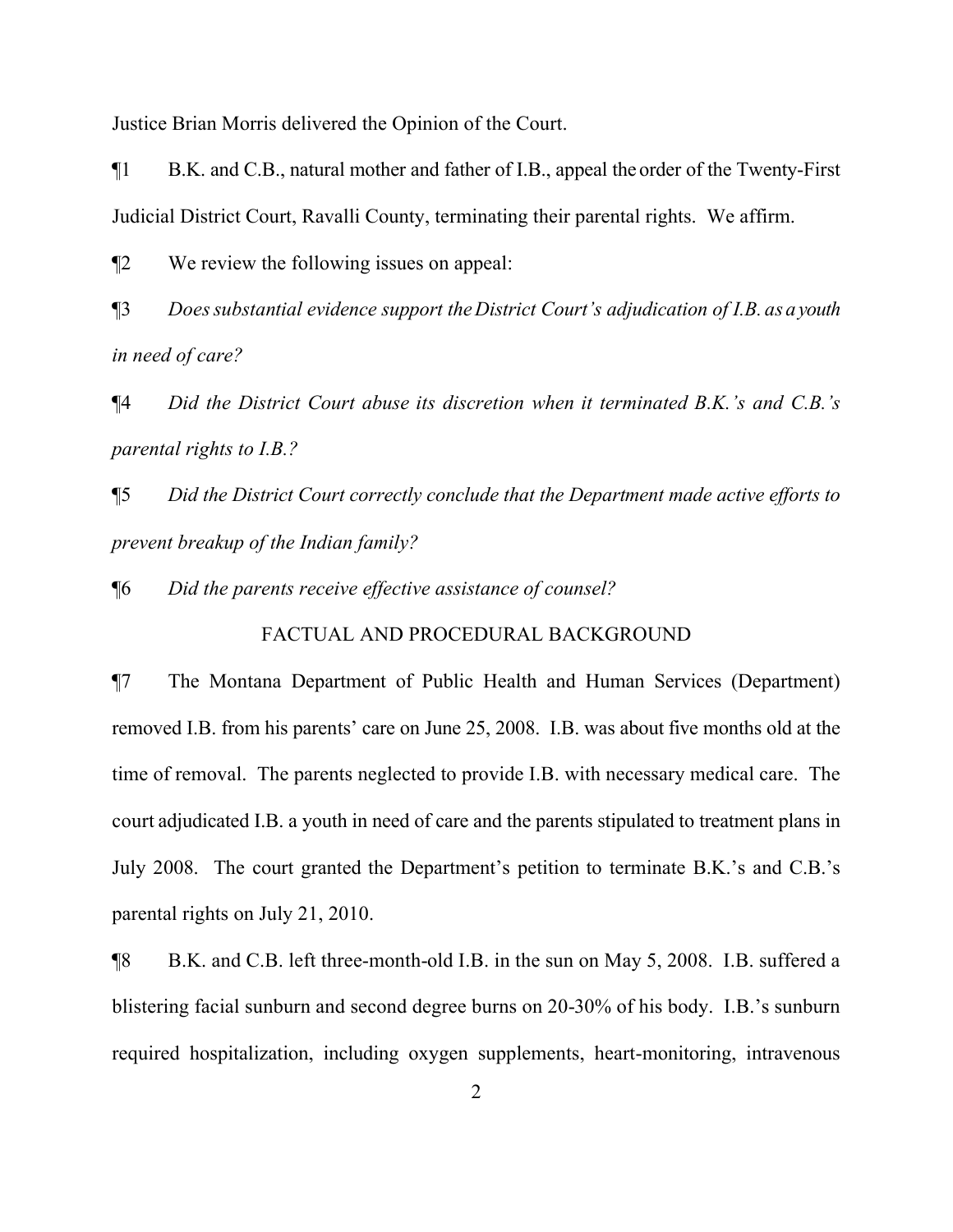Justice Brian Morris delivered the Opinion of the Court.

¶1 B.K. and C.B., natural mother and father of I.B., appeal the order of the Twenty-First Judicial District Court, Ravalli County, terminating their parental rights. We affirm.

¶2 We review the following issues on appeal:

¶3 *Does substantial evidence support the District Court's adjudication of I.B. as a youth in need of care?*

¶4 *Did the District Court abuse its discretion when it terminated B.K.'s and C.B.'s parental rights to I.B.?*

¶5 *Did the District Court correctly conclude that the Department made active efforts to prevent breakup of the Indian family?*

¶6 *Did the parents receive effective assistance of counsel?*

## FACTUAL AND PROCEDURAL BACKGROUND

¶7 The Montana Department of Public Health and Human Services (Department) removed I.B. from his parents' care on June 25, 2008. I.B. was about five months old at the time of removal. The parents neglected to provide I.B. with necessary medical care. The court adjudicated I.B. a youth in need of care and the parents stipulated to treatment plans in July 2008. The court granted the Department's petition to terminate B.K.'s and C.B.'s parental rights on July 21, 2010.

¶8 B.K. and C.B. left three-month-old I.B. in the sun on May 5, 2008. I.B. suffered a blistering facial sunburn and second degree burns on 20-30% of his body. I.B.'s sunburn required hospitalization, including oxygen supplements, heart-monitoring, intravenous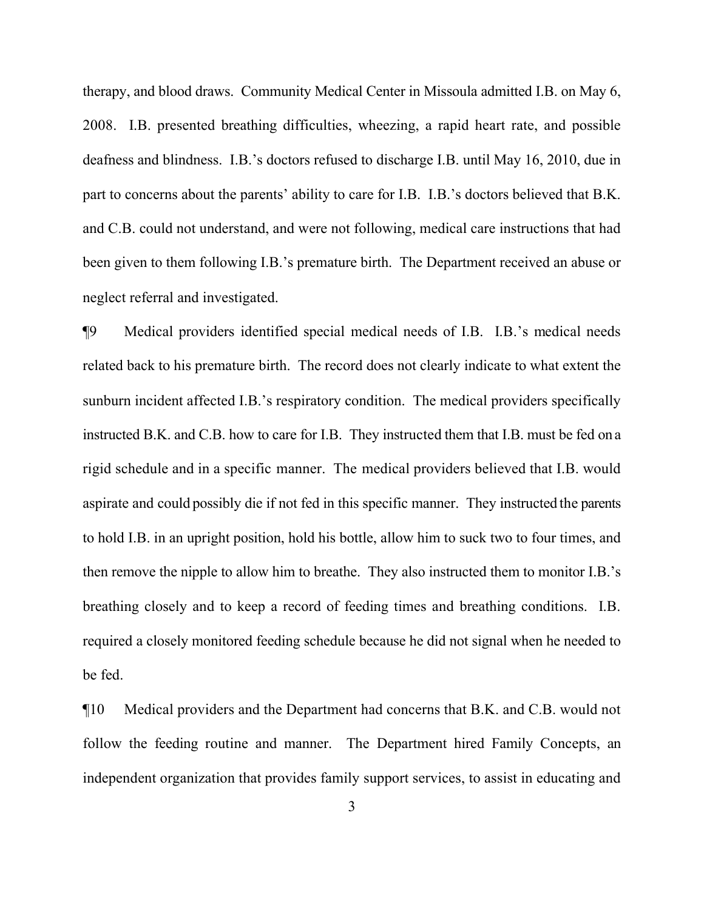therapy, and blood draws. Community Medical Center in Missoula admitted I.B. on May 6, 2008. I.B. presented breathing difficulties, wheezing, a rapid heart rate, and possible deafness and blindness. I.B.'s doctors refused to discharge I.B. until May 16, 2010, due in part to concerns about the parents' ability to care for I.B. I.B.'s doctors believed that B.K. and C.B. could not understand, and were not following, medical care instructions that had been given to them following I.B.'s premature birth. The Department received an abuse or neglect referral and investigated.

¶9 Medical providers identified special medical needs of I.B. I.B.'s medical needs related back to his premature birth. The record does not clearly indicate to what extent the sunburn incident affected I.B.'s respiratory condition. The medical providers specifically instructed B.K. and C.B. how to care for I.B. They instructed them that I.B. must be fed on a rigid schedule and in a specific manner. The medical providers believed that I.B. would aspirate and could possibly die if not fed in this specific manner. They instructed the parents to hold I.B. in an upright position, hold his bottle, allow him to suck two to four times, and then remove the nipple to allow him to breathe. They also instructed them to monitor I.B.'s breathing closely and to keep a record of feeding times and breathing conditions. I.B. required a closely monitored feeding schedule because he did not signal when he needed to be fed.

¶10 Medical providers and the Department had concerns that B.K. and C.B. would not follow the feeding routine and manner. The Department hired Family Concepts, an independent organization that provides family support services, to assist in educating and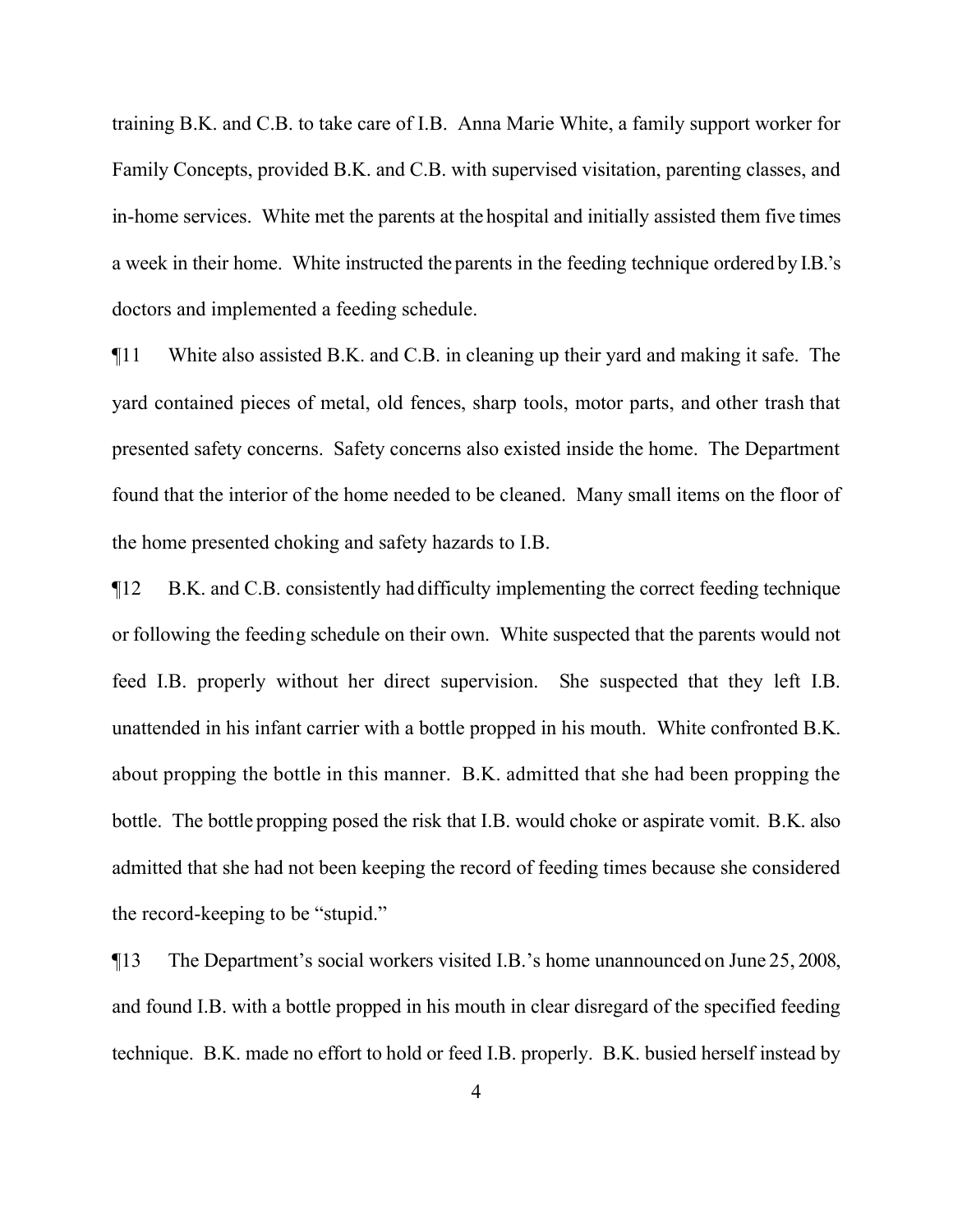training B.K. and C.B. to take care of I.B. Anna Marie White, a family support worker for Family Concepts, provided B.K. and C.B. with supervised visitation, parenting classes, and in-home services. White met the parents at the hospital and initially assisted them five times a week in their home. White instructed the parents in the feeding technique ordered by I.B.'s doctors and implemented a feeding schedule.

¶11 White also assisted B.K. and C.B. in cleaning up their yard and making it safe. The yard contained pieces of metal, old fences, sharp tools, motor parts, and other trash that presented safety concerns. Safety concerns also existed inside the home. The Department found that the interior of the home needed to be cleaned. Many small items on the floor of the home presented choking and safety hazards to I.B.

¶12 B.K. and C.B. consistently had difficulty implementing the correct feeding technique or following the feeding schedule on their own. White suspected that the parents would not feed I.B. properly without her direct supervision. She suspected that they left I.B. unattended in his infant carrier with a bottle propped in his mouth. White confronted B.K. about propping the bottle in this manner. B.K. admitted that she had been propping the bottle. The bottle propping posed the risk that I.B. would choke or aspirate vomit. B.K. also admitted that she had not been keeping the record of feeding times because she considered the record-keeping to be "stupid."

¶13 The Department's social workers visited I.B.'s home unannounced on June 25, 2008, and found I.B. with a bottle propped in his mouth in clear disregard of the specified feeding technique. B.K. made no effort to hold or feed I.B. properly. B.K. busied herself instead by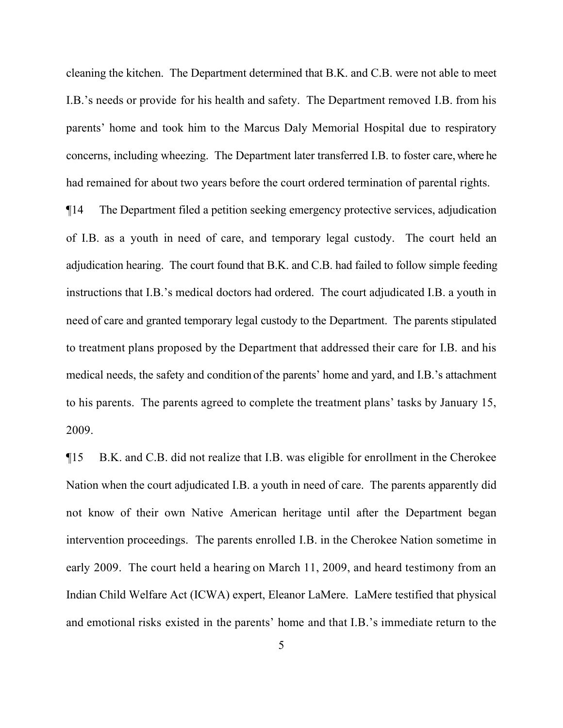cleaning the kitchen. The Department determined that B.K. and C.B. were not able to meet I.B.'s needs or provide for his health and safety. The Department removed I.B. from his parents' home and took him to the Marcus Daly Memorial Hospital due to respiratory concerns, including wheezing. The Department later transferred I.B. to foster care, where he had remained for about two years before the court ordered termination of parental rights.

¶14 The Department filed a petition seeking emergency protective services, adjudication of I.B. as a youth in need of care, and temporary legal custody. The court held an adjudication hearing. The court found that B.K. and C.B. had failed to follow simple feeding instructions that I.B.'s medical doctors had ordered. The court adjudicated I.B. a youth in need of care and granted temporary legal custody to the Department. The parents stipulated to treatment plans proposed by the Department that addressed their care for I.B. and his medical needs, the safety and condition of the parents' home and yard, and I.B.'s attachment to his parents. The parents agreed to complete the treatment plans' tasks by January 15, 2009.

¶15 B.K. and C.B. did not realize that I.B. was eligible for enrollment in the Cherokee Nation when the court adjudicated I.B. a youth in need of care. The parents apparently did not know of their own Native American heritage until after the Department began intervention proceedings. The parents enrolled I.B. in the Cherokee Nation sometime in early 2009. The court held a hearing on March 11, 2009, and heard testimony from an Indian Child Welfare Act (ICWA) expert, Eleanor LaMere. LaMere testified that physical and emotional risks existed in the parents' home and that I.B.'s immediate return to the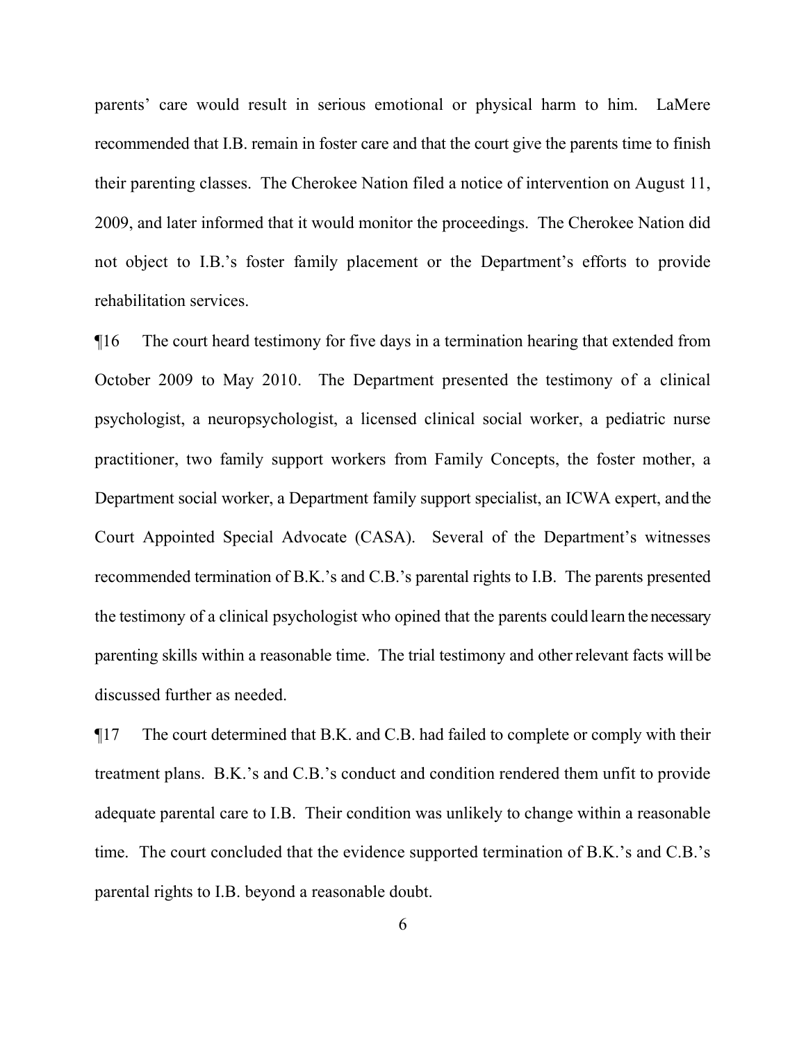parents' care would result in serious emotional or physical harm to him. LaMere recommended that I.B. remain in foster care and that the court give the parents time to finish their parenting classes. The Cherokee Nation filed a notice of intervention on August 11, 2009, and later informed that it would monitor the proceedings. The Cherokee Nation did not object to I.B.'s foster family placement or the Department's efforts to provide rehabilitation services.

¶16 The court heard testimony for five days in a termination hearing that extended from October 2009 to May 2010. The Department presented the testimony of a clinical psychologist, a neuropsychologist, a licensed clinical social worker, a pediatric nurse practitioner, two family support workers from Family Concepts, the foster mother, a Department social worker, a Department family support specialist, an ICWA expert, and the Court Appointed Special Advocate (CASA). Several of the Department's witnesses recommended termination of B.K.'s and C.B.'s parental rights to I.B. The parents presented the testimony of a clinical psychologist who opined that the parents could learn the necessary parenting skills within a reasonable time. The trial testimony and other relevant facts will be discussed further as needed.

¶17 The court determined that B.K. and C.B. had failed to complete or comply with their treatment plans. B.K.'s and C.B.'s conduct and condition rendered them unfit to provide adequate parental care to I.B. Their condition was unlikely to change within a reasonable time. The court concluded that the evidence supported termination of B.K.'s and C.B.'s parental rights to I.B. beyond a reasonable doubt.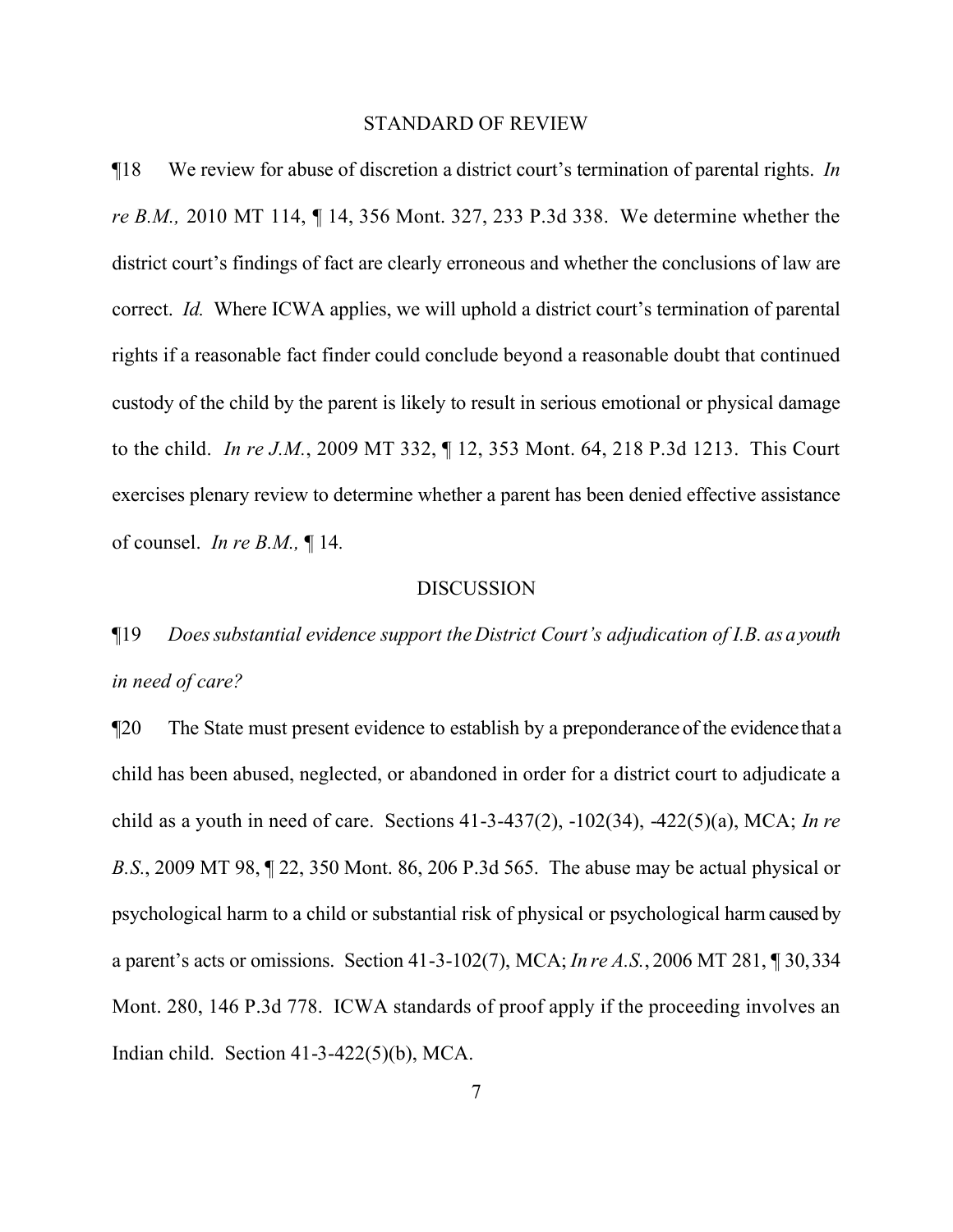## STANDARD OF REVIEW

¶18 We review for abuse of discretion a district court's termination of parental rights. *In re B.M.,* 2010 MT 114, ¶ 14, 356 Mont. 327, 233 P.3d 338. We determine whether the district court's findings of fact are clearly erroneous and whether the conclusions of law are correct. *Id.* Where ICWA applies, we will uphold a district court's termination of parental rights if a reasonable fact finder could conclude beyond a reasonable doubt that continued custody of the child by the parent is likely to result in serious emotional or physical damage to the child. *In re J.M.*, 2009 MT 332, ¶ 12, 353 Mont. 64, 218 P.3d 1213. This Court exercises plenary review to determine whether a parent has been denied effective assistance of counsel. *In re B.M.,* ¶ 14.

## DISCUSSION

¶19 *Does substantial evidence support the District Court's adjudication of I.B. as a youth in need of care?*

¶20 The State must present evidence to establish by a preponderance of the evidence that a child has been abused, neglected, or abandoned in order for a district court to adjudicate a child as a youth in need of care. Sections 41-3-437(2), -102(34), -422(5)(a), MCA; *In re B.S.*, 2009 MT 98, ¶ 22, 350 Mont. 86, 206 P.3d 565. The abuse may be actual physical or psychological harm to a child or substantial risk of physical or psychological harm caused by a parent's acts or omissions. Section 41-3-102(7), MCA; *In re A.S.*, 2006 MT 281, ¶ 30, 334 Mont. 280, 146 P.3d 778. ICWA standards of proof apply if the proceeding involves an Indian child. Section 41-3-422(5)(b), MCA.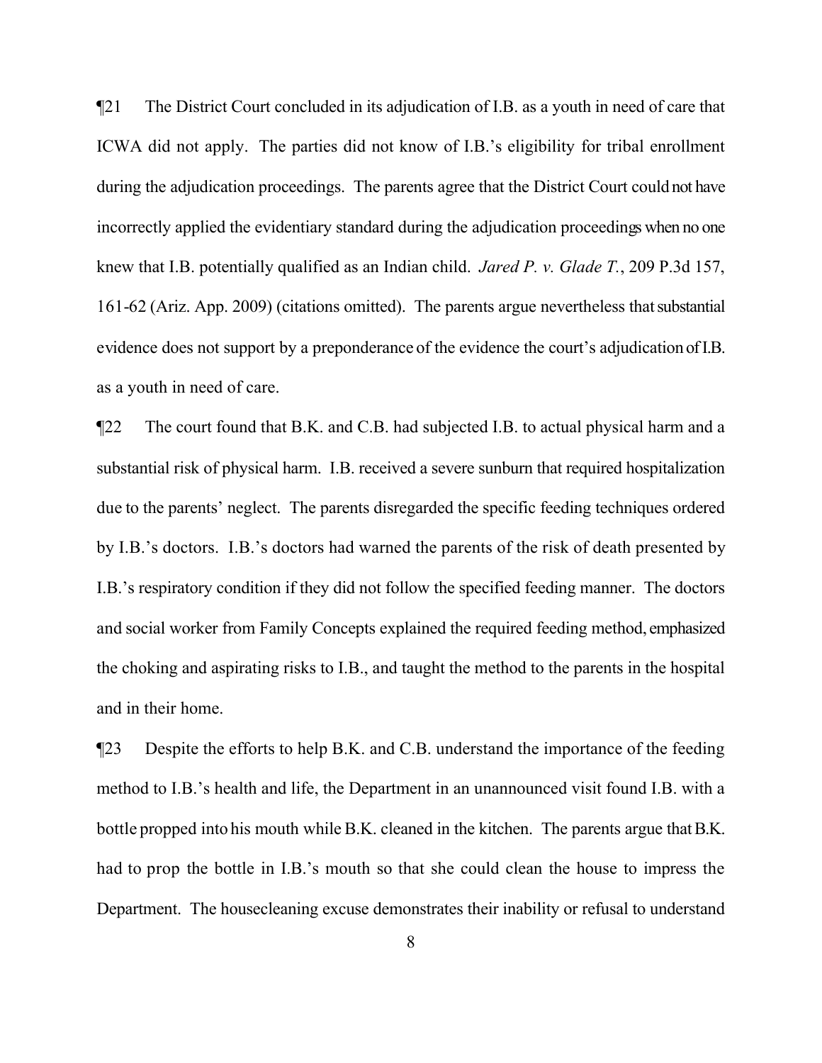¶21 The District Court concluded in its adjudication of I.B. as a youth in need of care that ICWA did not apply. The parties did not know of I.B.'s eligibility for tribal enrollment during the adjudication proceedings. The parents agree that the District Court could not have incorrectly applied the evidentiary standard during the adjudication proceedings when no one knew that I.B. potentially qualified as an Indian child. *Jared P. v. Glade T.*, 209 P.3d 157, 161-62 (Ariz. App. 2009) (citations omitted). The parents argue nevertheless that substantial evidence does not support by a preponderance of the evidence the court's adjudication of I.B. as a youth in need of care.

¶22 The court found that B.K. and C.B. had subjected I.B. to actual physical harm and a substantial risk of physical harm. I.B. received a severe sunburn that required hospitalization due to the parents' neglect. The parents disregarded the specific feeding techniques ordered by I.B.'s doctors. I.B.'s doctors had warned the parents of the risk of death presented by I.B.'s respiratory condition if they did not follow the specified feeding manner. The doctors and social worker from Family Concepts explained the required feeding method, emphasized the choking and aspirating risks to I.B., and taught the method to the parents in the hospital and in their home.

¶23 Despite the efforts to help B.K. and C.B. understand the importance of the feeding method to I.B.'s health and life, the Department in an unannounced visit found I.B. with a bottle propped into his mouth while B.K. cleaned in the kitchen. The parents argue that B.K. had to prop the bottle in I.B.'s mouth so that she could clean the house to impress the Department. The housecleaning excuse demonstrates their inability or refusal to understand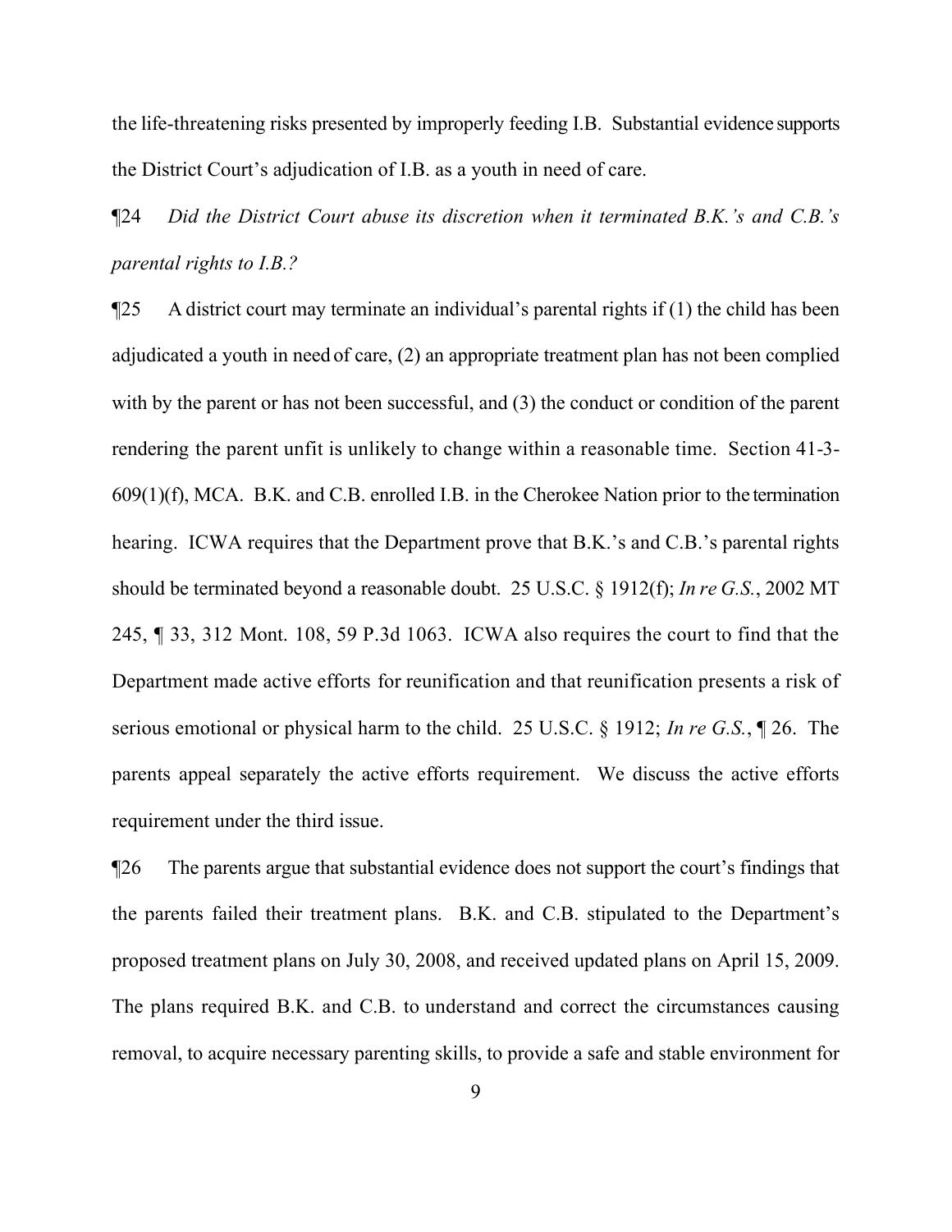the life-threatening risks presented by improperly feeding I.B. Substantial evidence supports the District Court's adjudication of I.B. as a youth in need of care.

¶24 *Did the District Court abuse its discretion when it terminated B.K.'s and C.B.'s parental rights to I.B.?*

¶25 A district court may terminate an individual's parental rights if (1) the child has been adjudicated a youth in need of care, (2) an appropriate treatment plan has not been complied with by the parent or has not been successful, and (3) the conduct or condition of the parent rendering the parent unfit is unlikely to change within a reasonable time. Section 41-3-609(1)(f), MCA. B.K. and C.B. enrolled I.B. in the Cherokee Nation prior to the termination hearing. ICWA requires that the Department prove that B.K.'s and C.B.'s parental rights should be terminated beyond a reasonable doubt. 25 U.S.C. § 1912(f); *In re G.S.*, 2002 MT 245, ¶ 33, 312 Mont. 108, 59 P.3d 1063. ICWA also requires the court to find that the Department made active efforts for reunification and that reunification presents a risk of serious emotional or physical harm to the child. 25 U.S.C. § 1912; *In re G.S.*, ¶ 26. The parents appeal separately the active efforts requirement. We discuss the active efforts requirement under the third issue.

¶26 The parents argue that substantial evidence does not support the court's findings that the parents failed their treatment plans. B.K. and C.B. stipulated to the Department's proposed treatment plans on July 30, 2008, and received updated plans on April 15, 2009. The plans required B.K. and C.B. to understand and correct the circumstances causing removal, to acquire necessary parenting skills, to provide a safe and stable environment for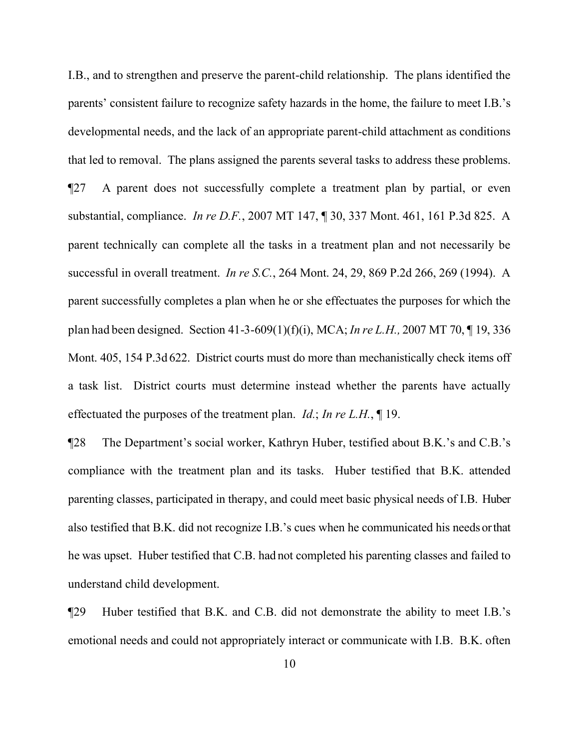I.B., and to strengthen and preserve the parent-child relationship. The plans identified the parents' consistent failure to recognize safety hazards in the home, the failure to meet I.B.'s developmental needs, and the lack of an appropriate parent-child attachment as conditions that led to removal. The plans assigned the parents several tasks to address these problems.

¶27 A parent does not successfully complete a treatment plan by partial, or even substantial, compliance. *In re D.F.*, 2007 MT 147, ¶ 30, 337 Mont. 461, 161 P.3d 825. A parent technically can complete all the tasks in a treatment plan and not necessarily be successful in overall treatment. *In re S.C.*, 264 Mont. 24, 29, 869 P.2d 266, 269 (1994). A parent successfully completes a plan when he or she effectuates the purposes for which the plan had been designed. Section 41-3-609(1)(f)(i), MCA; *In re L.H.,* 2007 MT 70, ¶ 19, 336 Mont. 405, 154 P.3d 622. District courts must do more than mechanistically check items off a task list. District courts must determine instead whether the parents have actually effectuated the purposes of the treatment plan. *Id.*; *In re L.H.*, ¶ 19.

¶28 The Department's social worker, Kathryn Huber, testified about B.K.'s and C.B.'s compliance with the treatment plan and its tasks. Huber testified that B.K. attended parenting classes, participated in therapy, and could meet basic physical needs of I.B. Huber also testified that B.K. did not recognize I.B.'s cues when he communicated his needs or that he was upset. Huber testified that C.B. had not completed his parenting classes and failed to understand child development.

¶29 Huber testified that B.K. and C.B. did not demonstrate the ability to meet I.B.'s emotional needs and could not appropriately interact or communicate with I.B. B.K. often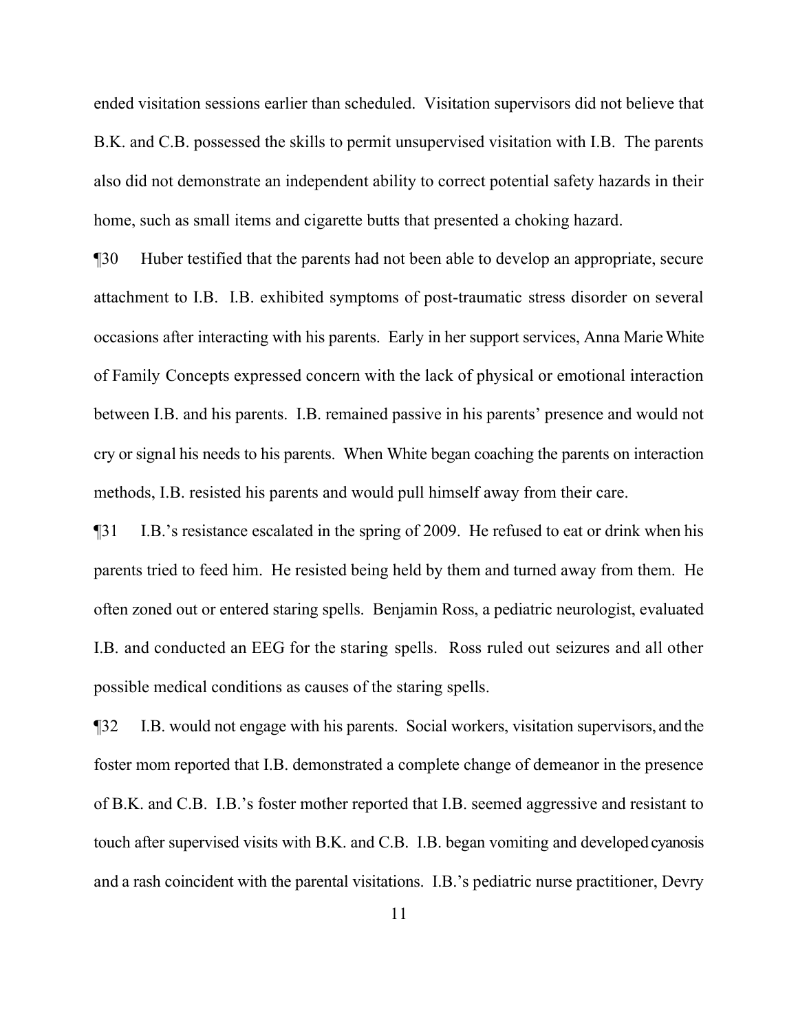ended visitation sessions earlier than scheduled. Visitation supervisors did not believe that B.K. and C.B. possessed the skills to permit unsupervised visitation with I.B. The parents also did not demonstrate an independent ability to correct potential safety hazards in their home, such as small items and cigarette butts that presented a choking hazard.

¶30 Huber testified that the parents had not been able to develop an appropriate, secure attachment to I.B. I.B. exhibited symptoms of post-traumatic stress disorder on several occasions after interacting with his parents. Early in her support services, Anna Marie White of Family Concepts expressed concern with the lack of physical or emotional interaction between I.B. and his parents. I.B. remained passive in his parents' presence and would not cry or signal his needs to his parents. When White began coaching the parents on interaction methods, I.B. resisted his parents and would pull himself away from their care.

¶31 I.B.'s resistance escalated in the spring of 2009. He refused to eat or drink when his parents tried to feed him. He resisted being held by them and turned away from them. He often zoned out or entered staring spells. Benjamin Ross, a pediatric neurologist, evaluated I.B. and conducted an EEG for the staring spells. Ross ruled out seizures and all other possible medical conditions as causes of the staring spells.

¶32 I.B. would not engage with his parents. Social workers, visitation supervisors, and the foster mom reported that I.B. demonstrated a complete change of demeanor in the presence of B.K. and C.B. I.B.'s foster mother reported that I.B. seemed aggressive and resistant to touch after supervised visits with B.K. and C.B. I.B. began vomiting and developed cyanosis and a rash coincident with the parental visitations. I.B.'s pediatric nurse practitioner, Devry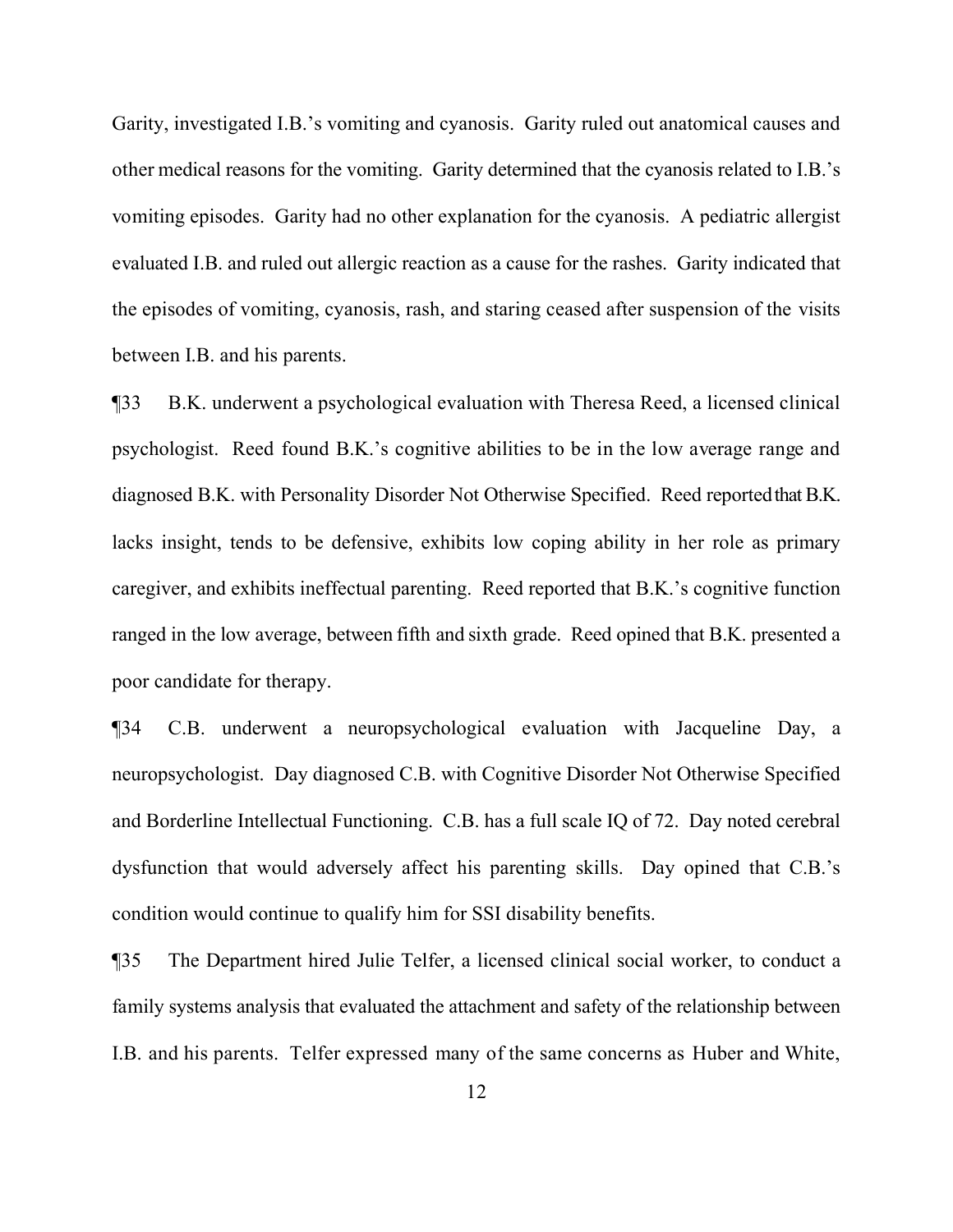Garity, investigated I.B.'s vomiting and cyanosis. Garity ruled out anatomical causes and other medical reasons for the vomiting. Garity determined that the cyanosis related to I.B.'s vomiting episodes. Garity had no other explanation for the cyanosis. A pediatric allergist evaluated I.B. and ruled out allergic reaction as a cause for the rashes. Garity indicated that the episodes of vomiting, cyanosis, rash, and staring ceased after suspension of the visits between I.B. and his parents.

¶33 B.K. underwent a psychological evaluation with Theresa Reed, a licensed clinical psychologist. Reed found B.K.'s cognitive abilities to be in the low average range and diagnosed B.K. with Personality Disorder Not Otherwise Specified. Reed reported that B.K. lacks insight, tends to be defensive, exhibits low coping ability in her role as primary caregiver, and exhibits ineffectual parenting. Reed reported that B.K.'s cognitive function ranged in the low average, between fifth and sixth grade. Reed opined that B.K. presented a poor candidate for therapy.

¶34 C.B. underwent a neuropsychological evaluation with Jacqueline Day, a neuropsychologist. Day diagnosed C.B. with Cognitive Disorder Not Otherwise Specified and Borderline Intellectual Functioning. C.B. has a full scale IQ of 72. Day noted cerebral dysfunction that would adversely affect his parenting skills. Day opined that C.B.'s condition would continue to qualify him for SSI disability benefits.

¶35 The Department hired Julie Telfer, a licensed clinical social worker, to conduct a family systems analysis that evaluated the attachment and safety of the relationship between I.B. and his parents. Telfer expressed many of the same concerns as Huber and White,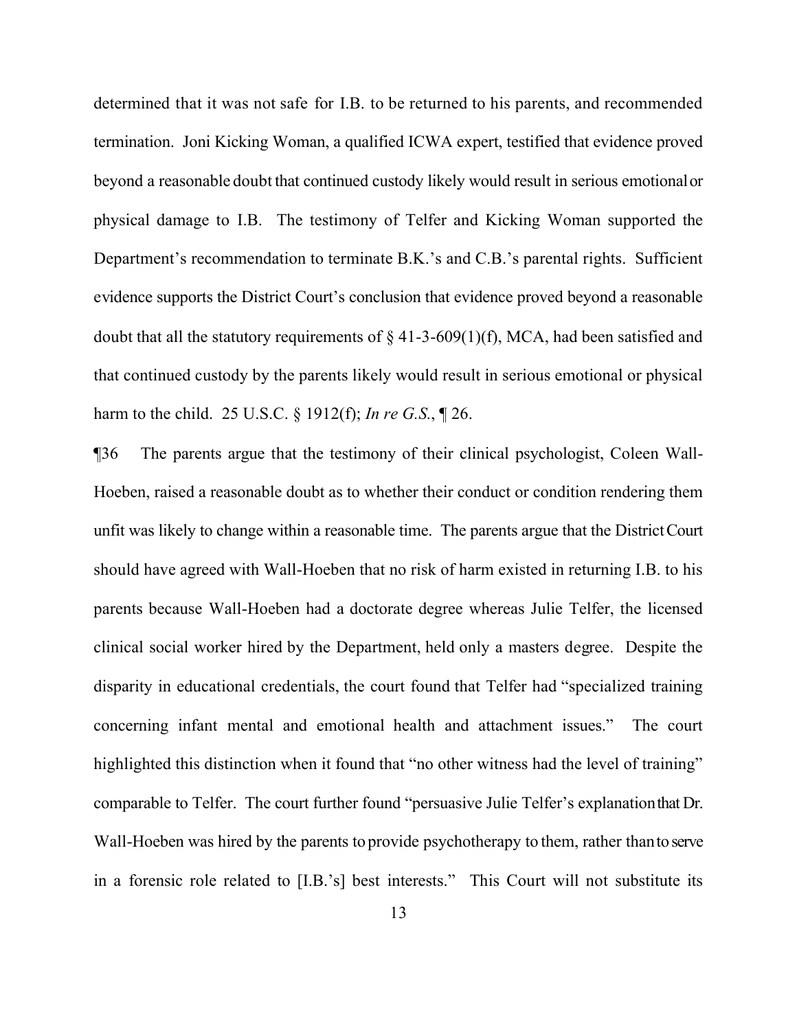determined that it was not safe for I.B. to be returned to his parents, and recommended termination. Joni Kicking Woman, a qualified ICWA expert, testified that evidence proved beyond a reasonable doubt that continued custody likely would result in serious emotional or physical damage to I.B. The testimony of Telfer and Kicking Woman supported the Department's recommendation to terminate B.K.'s and C.B.'s parental rights. Sufficient evidence supports the District Court's conclusion that evidence proved beyond a reasonable doubt that all the statutory requirements of § 41-3-609(1)(f), MCA, had been satisfied and that continued custody by the parents likely would result in serious emotional or physical harm to the child. 25 U.S.C. § 1912(f); *In re G.S.*, ¶ 26.

¶36 The parents argue that the testimony of their clinical psychologist, Coleen Wall-Hoeben, raised a reasonable doubt as to whether their conduct or condition rendering them unfit was likely to change within a reasonable time. The parents argue that the District Court should have agreed with Wall-Hoeben that no risk of harm existed in returning I.B. to his parents because Wall-Hoeben had a doctorate degree whereas Julie Telfer, the licensed clinical social worker hired by the Department, held only a masters degree. Despite the disparity in educational credentials, the court found that Telfer had "specialized training concerning infant mental and emotional health and attachment issues." The court highlighted this distinction when it found that "no other witness had the level of training" comparable to Telfer. The court further found "persuasive Julie Telfer's explanation that Dr. Wall-Hoeben was hired by the parents to provide psychotherapy to them, rather than to serve in a forensic role related to [I.B.'s] best interests." This Court will not substitute its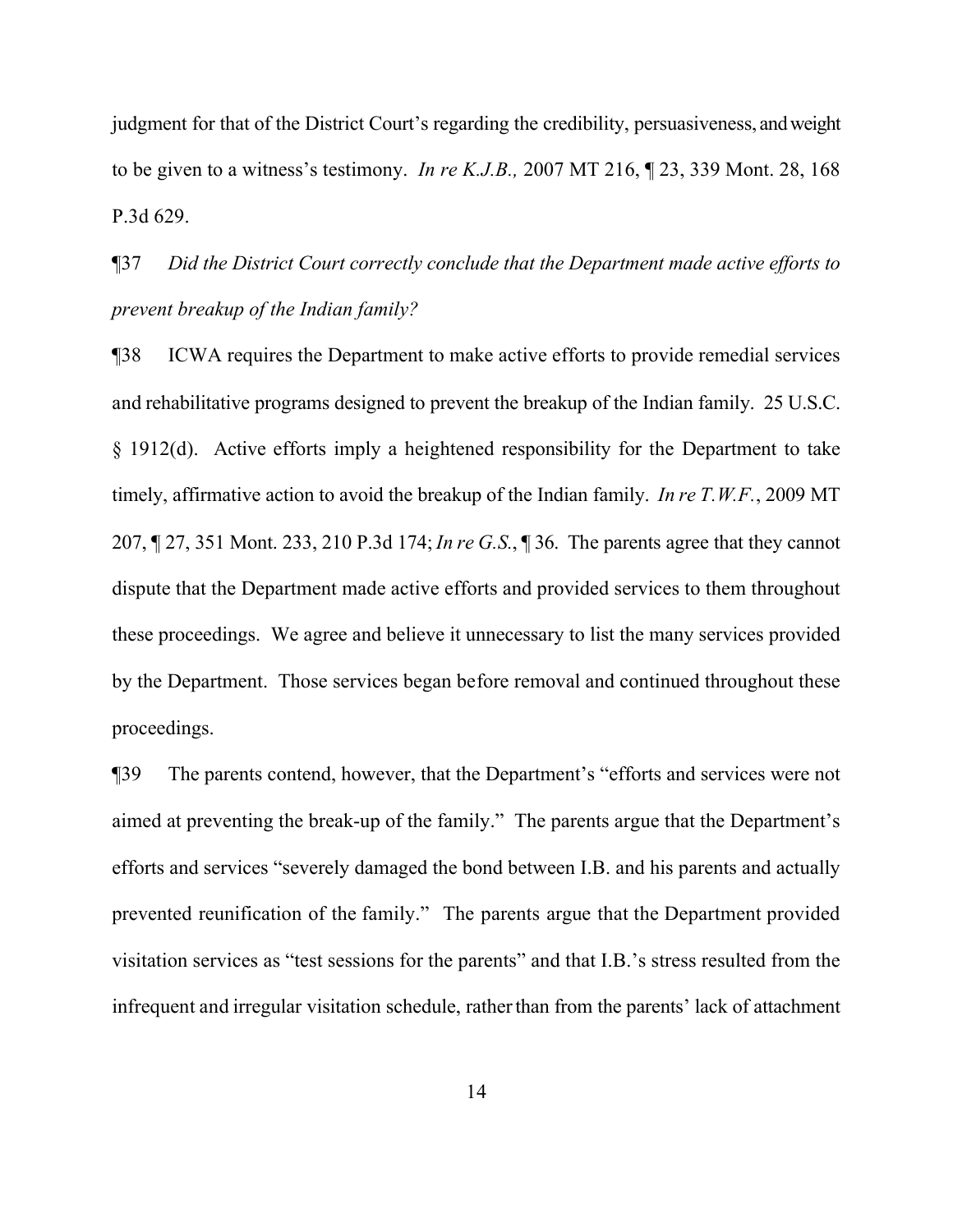judgment for that of the District Court's regarding the credibility, persuasiveness, and weight to be given to a witness's testimony. *In re K.J.B.,* 2007 MT 216, ¶ 23, 339 Mont. 28, 168 P.3d 629.

¶37 *Did the District Court correctly conclude that the Department made active efforts to prevent breakup of the Indian family?*

¶38 ICWA requires the Department to make active efforts to provide remedial services and rehabilitative programs designed to prevent the breakup of the Indian family. 25 U.S.C. § 1912(d). Active efforts imply a heightened responsibility for the Department to take timely, affirmative action to avoid the breakup of the Indian family. *In re T.W.F.*, 2009 MT 207, ¶ 27, 351 Mont. 233, 210 P.3d 174; *In re G.S.*, ¶ 36. The parents agree that they cannot dispute that the Department made active efforts and provided services to them throughout these proceedings. We agree and believe it unnecessary to list the many services provided by the Department. Those services began before removal and continued throughout these proceedings.

¶39 The parents contend, however, that the Department's "efforts and services were not aimed at preventing the break-up of the family." The parents argue that the Department's efforts and services "severely damaged the bond between I.B. and his parents and actually prevented reunification of the family." The parents argue that the Department provided visitation services as "test sessions for the parents" and that I.B.'s stress resulted from the infrequent and irregular visitation schedule, rather than from the parents' lack of attachment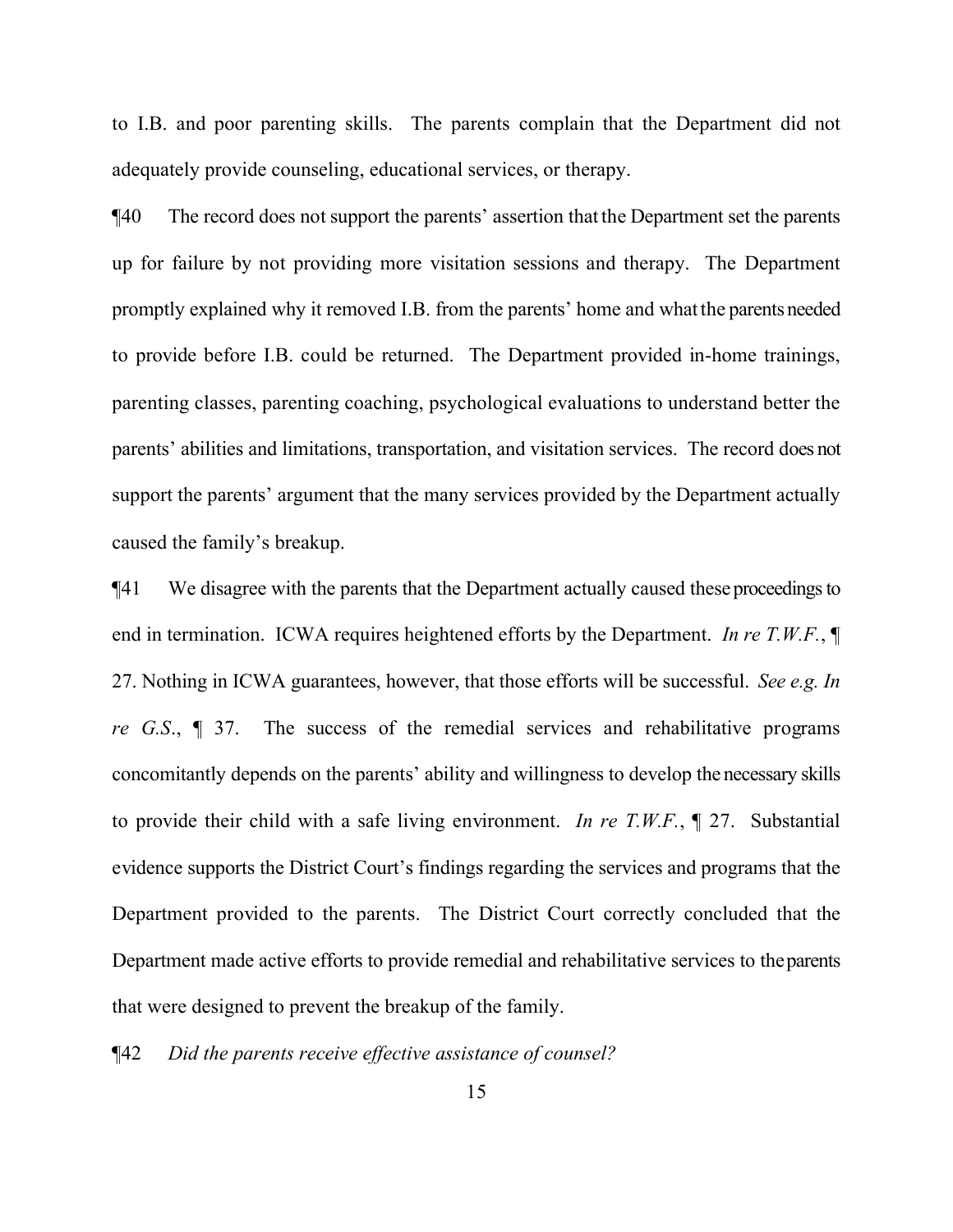to I.B. and poor parenting skills. The parents complain that the Department did not adequately provide counseling, educational services, or therapy.

¶40 The record does not support the parents' assertion that the Department set the parents up for failure by not providing more visitation sessions and therapy. The Department promptly explained why it removed I.B. from the parents' home and what the parents needed to provide before I.B. could be returned. The Department provided in-home trainings, parenting classes, parenting coaching, psychological evaluations to understand better the parents' abilities and limitations, transportation, and visitation services. The record does not support the parents' argument that the many services provided by the Department actually caused the family's breakup.

¶41 We disagree with the parents that the Department actually caused these proceedings to end in termination. ICWA requires heightened efforts by the Department. *In re T.W.F.*, ¶ 27. Nothing in ICWA guarantees, however, that those efforts will be successful. *See e.g. In re G.S.*, ¶ 37. The success of the remedial services and rehabilitative programs concomitantly depends on the parents' ability and willingness to develop the necessary skills to provide their child with a safe living environment. *In re T.W.F.*, ¶ 27. Substantial evidence supports the District Court's findings regarding the services and programs that the Department provided to the parents. The District Court correctly concluded that the Department made active efforts to provide remedial and rehabilitative services to the parents that were designed to prevent the breakup of the family.

¶42 *Did the parents receive effective assistance of counsel?*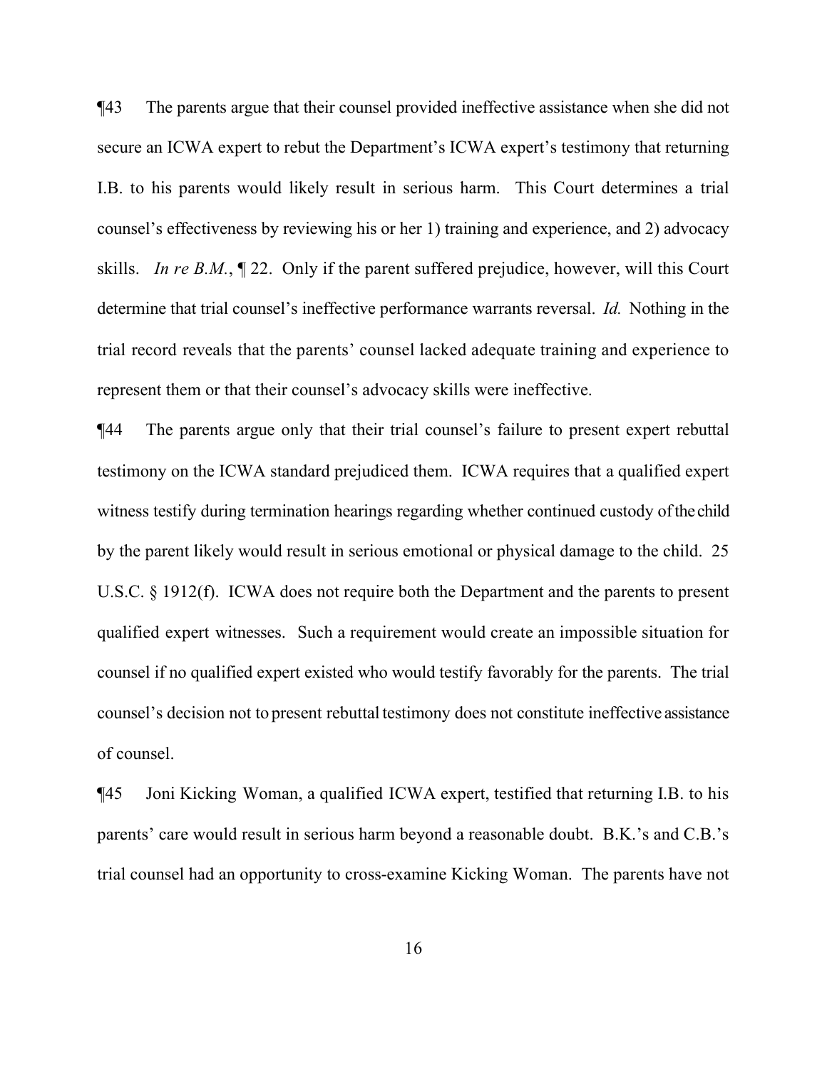¶43 The parents argue that their counsel provided ineffective assistance when she did not secure an ICWA expert to rebut the Department's ICWA expert's testimony that returning I.B. to his parents would likely result in serious harm. This Court determines a trial counsel's effectiveness by reviewing his or her 1) training and experience, and 2) advocacy skills. *In re B.M.*, ¶ 22. Only if the parent suffered prejudice, however, will this Court determine that trial counsel's ineffective performance warrants reversal. *Id.* Nothing in the trial record reveals that the parents' counsel lacked adequate training and experience to represent them or that their counsel's advocacy skills were ineffective.

¶44 The parents argue only that their trial counsel's failure to present expert rebuttal testimony on the ICWA standard prejudiced them. ICWA requires that a qualified expert witness testify during termination hearings regarding whether continued custody of the child by the parent likely would result in serious emotional or physical damage to the child. 25 U.S.C. § 1912(f). ICWA does not require both the Department and the parents to present qualified expert witnesses. Such a requirement would create an impossible situation for counsel if no qualified expert existed who would testify favorably for the parents. The trial counsel's decision not to present rebuttal testimony does not constitute ineffective assistance of counsel.

¶45 Joni Kicking Woman, a qualified ICWA expert, testified that returning I.B. to his parents' care would result in serious harm beyond a reasonable doubt. B.K.'s and C.B.'s trial counsel had an opportunity to cross-examine Kicking Woman. The parents have not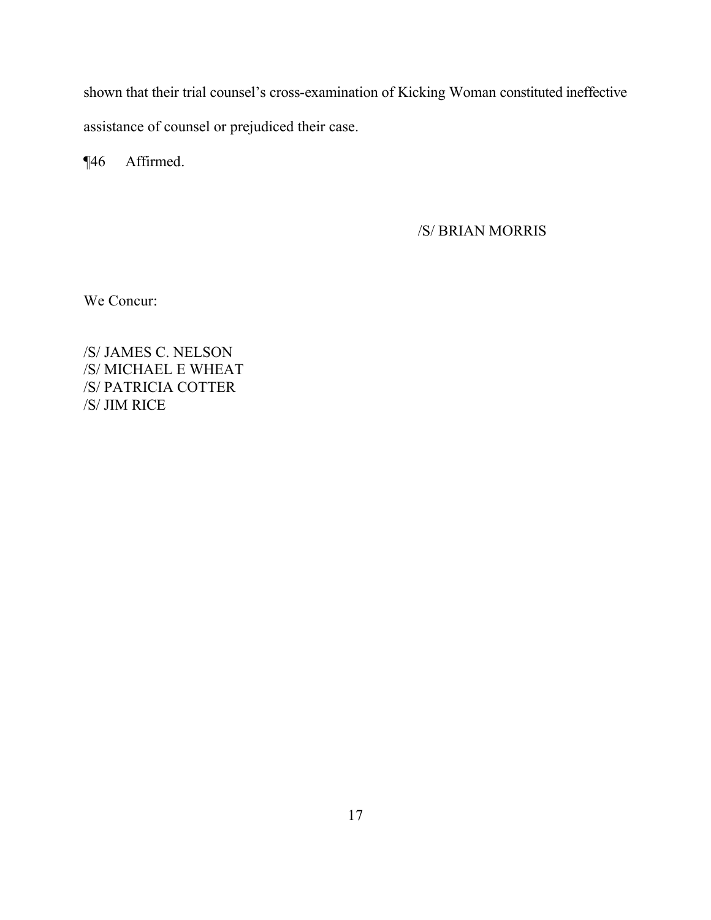shown that their trial counsel's cross-examination of Kicking Woman constituted ineffective assistance of counsel or prejudiced their case.

¶46 Affirmed.

/S/ BRIAN MORRIS

We Concur:

/S/ JAMES C. NELSON
/S/ MICHAEL E WHEAT
/S/ PATRICIA COTTER
/S/ JIM RICE